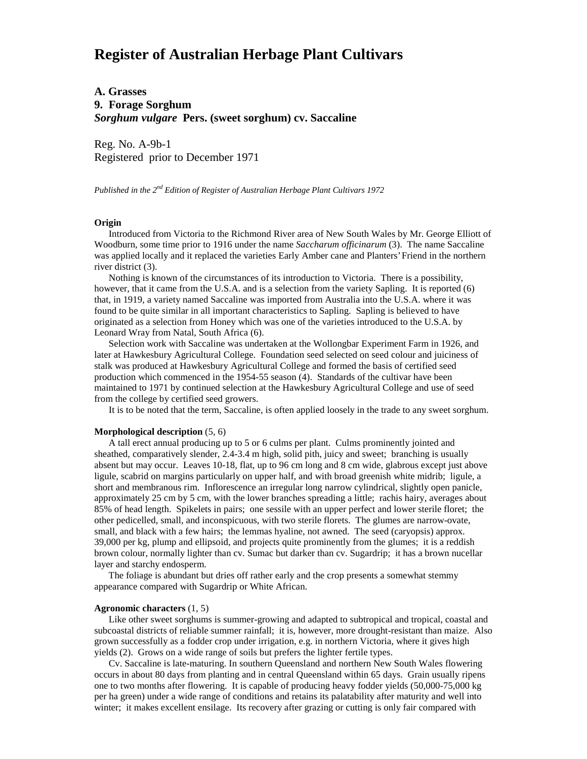# Register of Australian Herbage Plant Cultivars

**A. Grasses**
**9. Forage Sorghum**
***Sorghum vulgare* Pers. (sweet sorghum) cv. Saccaline**

Reg. No. A-9b-1
Registered prior to December 1971

*Published in the 2nd Edition of Register of Australian Herbage Plant Cultivars 1972*

**Origin**

Introduced from Victoria to the Richmond River area of New South Wales by Mr. George Elliott of Woodburn, some time prior to 1916 under the name *Saccharum officinarum* (3). The name Saccaline was applied locally and it replaced the varieties Early Amber cane and Planters' Friend in the northern river district (3).

Nothing is known of the circumstances of its introduction to Victoria. There is a possibility, however, that it came from the U.S.A. and is a selection from the variety Sapling. It is reported (6) that, in 1919, a variety named Saccaline was imported from Australia into the U.S.A. where it was found to be quite similar in all important characteristics to Sapling. Sapling is believed to have originated as a selection from Honey which was one of the varieties introduced to the U.S.A. by Leonard Wray from Natal, South Africa (6).

Selection work with Saccaline was undertaken at the Wollongbar Experiment Farm in 1926, and later at Hawkesbury Agricultural College. Foundation seed selected on seed colour and juiciness of stalk was produced at Hawkesbury Agricultural College and formed the basis of certified seed production which commenced in the 1954-55 season (4). Standards of the cultivar have been maintained to 1971 by continued selection at the Hawkesbury Agricultural College and use of seed from the college by certified seed growers.

It is to be noted that the term, Saccaline, is often applied loosely in the trade to any sweet sorghum.

**Morphological description** (5, 6)

A tall erect annual producing up to 5 or 6 culms per plant. Culms prominently jointed and sheathed, comparatively slender, 2.4-3.4 m high, solid pith, juicy and sweet; branching is usually absent but may occur. Leaves 10-18, flat, up to 96 cm long and 8 cm wide, glabrous except just above ligule, scabrid on margins particularly on upper half, and with broad greenish white midrib; ligule, a short and membranous rim. Inflorescence an irregular long narrow cylindrical, slightly open panicle, approximately 25 cm by 5 cm, with the lower branches spreading a little; rachis hairy, averages about 85% of head length. Spikelets in pairs; one sessile with an upper perfect and lower sterile floret; the other pedicelled, small, and inconspicuous, with two sterile florets. The glumes are narrow-ovate, small, and black with a few hairs; the lemmas hyaline, not awned. The seed (caryopsis) approx. 39,000 per kg, plump and ellipsoid, and projects quite prominently from the glumes; it is a reddish brown colour, normally lighter than cv. Sumac but darker than cv. Sugardrip; it has a brown nucellar layer and starchy endosperm.

The foliage is abundant but dries off rather early and the crop presents a somewhat stemmy appearance compared with Sugardrip or White African.

**Agronomic characters** (1, 5)

Like other sweet sorghums is summer-growing and adapted to subtropical and tropical, coastal and subcoastal districts of reliable summer rainfall; it is, however, more drought-resistant than maize. Also grown successfully as a fodder crop under irrigation, e.g. in northern Victoria, where it gives high yields (2). Grows on a wide range of soils but prefers the lighter fertile types.

Cv. Saccaline is late-maturing. In southern Queensland and northern New South Wales flowering occurs in about 80 days from planting and in central Queensland within 65 days. Grain usually ripens one to two months after flowering. It is capable of producing heavy fodder yields (50,000-75,000 kg per ha green) under a wide range of conditions and retains its palatability after maturity and well into winter; it makes excellent ensilage. Its recovery after grazing or cutting is only fair compared with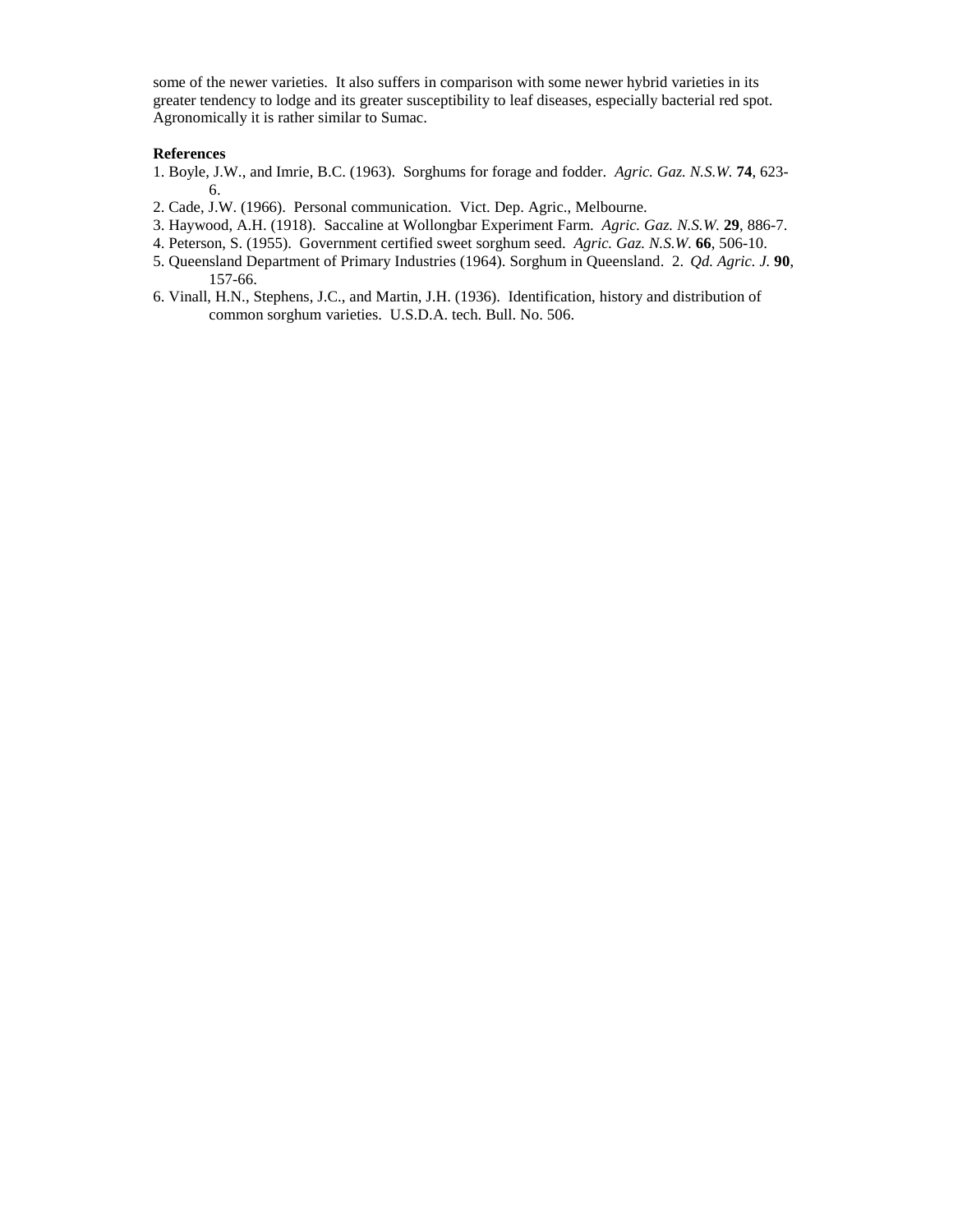some of the newer varieties. It also suffers in comparison with some newer hybrid varieties in its greater tendency to lodge and its greater susceptibility to leaf diseases, especially bacterial red spot. Agronomically it is rather similar to Sumac.

**References**

1. Boyle, J.W., and Imrie, B.C. (1963). Sorghums for forage and fodder. *Agric. Gaz. N.S.W.* **74**, 623-6.
2. Cade, J.W. (1966). Personal communication. Vict. Dep. Agric., Melbourne.
3. Haywood, A.H. (1918). Saccaline at Wollongbar Experiment Farm. *Agric. Gaz. N.S.W.* **29**, 886-7.
4. Peterson, S. (1955). Government certified sweet sorghum seed. *Agric. Gaz. N.S.W.* **66**, 506-10.
5. Queensland Department of Primary Industries (1964). Sorghum in Queensland. 2. *Qd. Agric. J.* **90**, 157-66.
6. Vinall, H.N., Stephens, J.C., and Martin, J.H. (1936). Identification, history and distribution of common sorghum varieties. U.S.D.A. tech. Bull. No. 506.